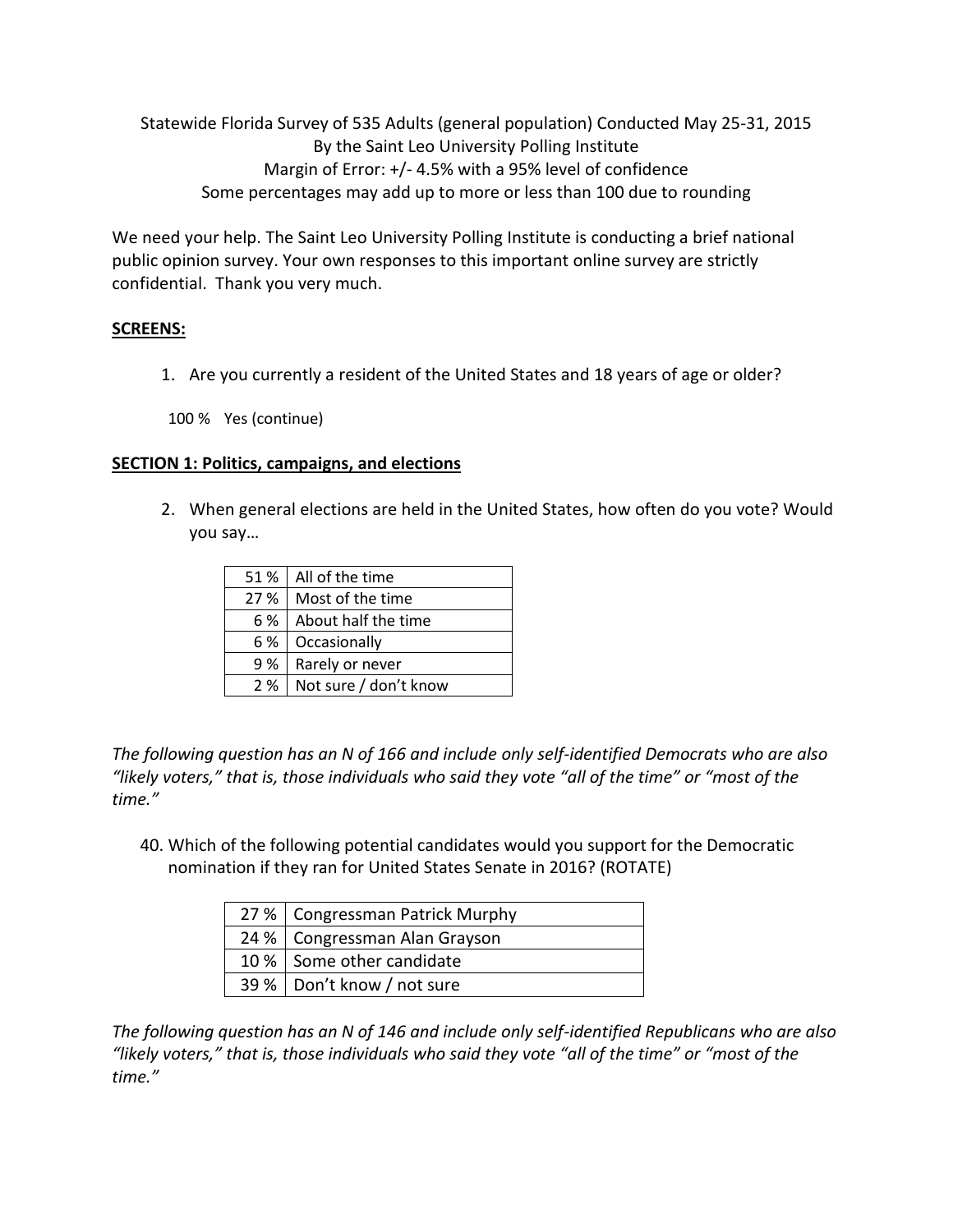Statewide Florida Survey of 535 Adults (general population) Conducted May 25-31, 2015
By the Saint Leo University Polling Institute
Margin of Error: +/- 4.5% with a 95% level of confidence
Some percentages may add up to more or less than 100 due to rounding

We need your help. The Saint Leo University Polling Institute is conducting a brief national public opinion survey. Your own responses to this important online survey are strictly confidential. Thank you very much.

**SCREENS:**

1. Are you currently a resident of the United States and 18 years of age or older?

100 % Yes (continue)

**SECTION 1: Politics, campaigns, and elections**

2. When general elections are held in the United States, how often do you vote? Would you say…

| | |
|---|---|
| 51 % | All of the time |
| 27 % | Most of the time |
| 6 % | About half the time |
| 6 % | Occasionally |
| 9 % | Rarely or never |
| 2 % | Not sure / don't know |

*The following question has an N of 166 and include only self-identified Democrats who are also "likely voters," that is, those individuals who said they vote "all of the time" or "most of the time."*

40. Which of the following potential candidates would you support for the Democratic nomination if they ran for United States Senate in 2016? (ROTATE)

| | |
|---|---|
| 27 % | Congressman Patrick Murphy |
| 24 % | Congressman Alan Grayson |
| 10 % | Some other candidate |
| 39 % | Don't know / not sure |

*The following question has an N of 146 and include only self-identified Republicans who are also "likely voters," that is, those individuals who said they vote "all of the time" or "most of the time."*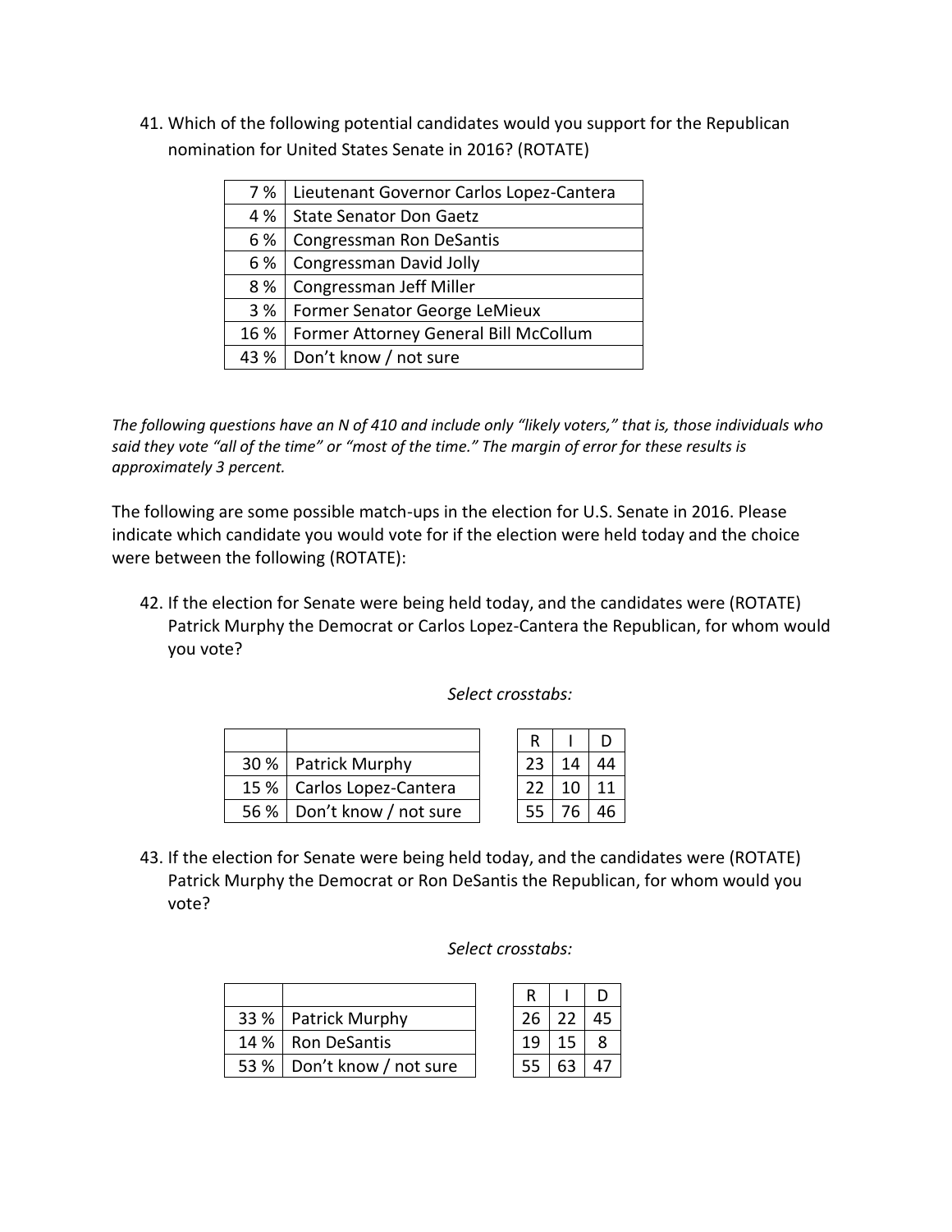41. Which of the following potential candidates would you support for the Republican nomination for United States Senate in 2016? (ROTATE)

| | |
|---|---|
| 7 % | Lieutenant Governor Carlos Lopez-Cantera |
| 4 % | State Senator Don Gaetz |
| 6 % | Congressman Ron DeSantis |
| 6 % | Congressman David Jolly |
| 8 % | Congressman Jeff Miller |
| 3 % | Former Senator George LeMieux |
| 16 % | Former Attorney General Bill McCollum |
| 43 % | Don't know / not sure |

*The following questions have an N of 410 and include only "likely voters," that is, those individuals who said they vote "all of the time" or "most of the time." The margin of error for these results is approximately 3 percent.*

The following are some possible match-ups in the election for U.S. Senate in 2016. Please indicate which candidate you would vote for if the election were held today and the choice were between the following (ROTATE):

42. If the election for Senate were being held today, and the candidates were (ROTATE) Patrick Murphy the Democrat or Carlos Lopez-Cantera the Republican, for whom would you vote?

*Select crosstabs:*

| | | R | I | D |
|---|---|---|---|---|
| 30 % | Patrick Murphy | 23 | 14 | 44 |
| 15 % | Carlos Lopez-Cantera | 22 | 10 | 11 |
| 56 % | Don't know / not sure | 55 | 76 | 46 |

43. If the election for Senate were being held today, and the candidates were (ROTATE) Patrick Murphy the Democrat or Ron DeSantis the Republican, for whom would you vote?

*Select crosstabs:*

| | | R | I | D |
|---|---|---|---|---|
| 33 % | Patrick Murphy | 26 | 22 | 45 |
| 14 % | Ron DeSantis | 19 | 15 | 8 |
| 53 % | Don't know / not sure | 55 | 63 | 47 |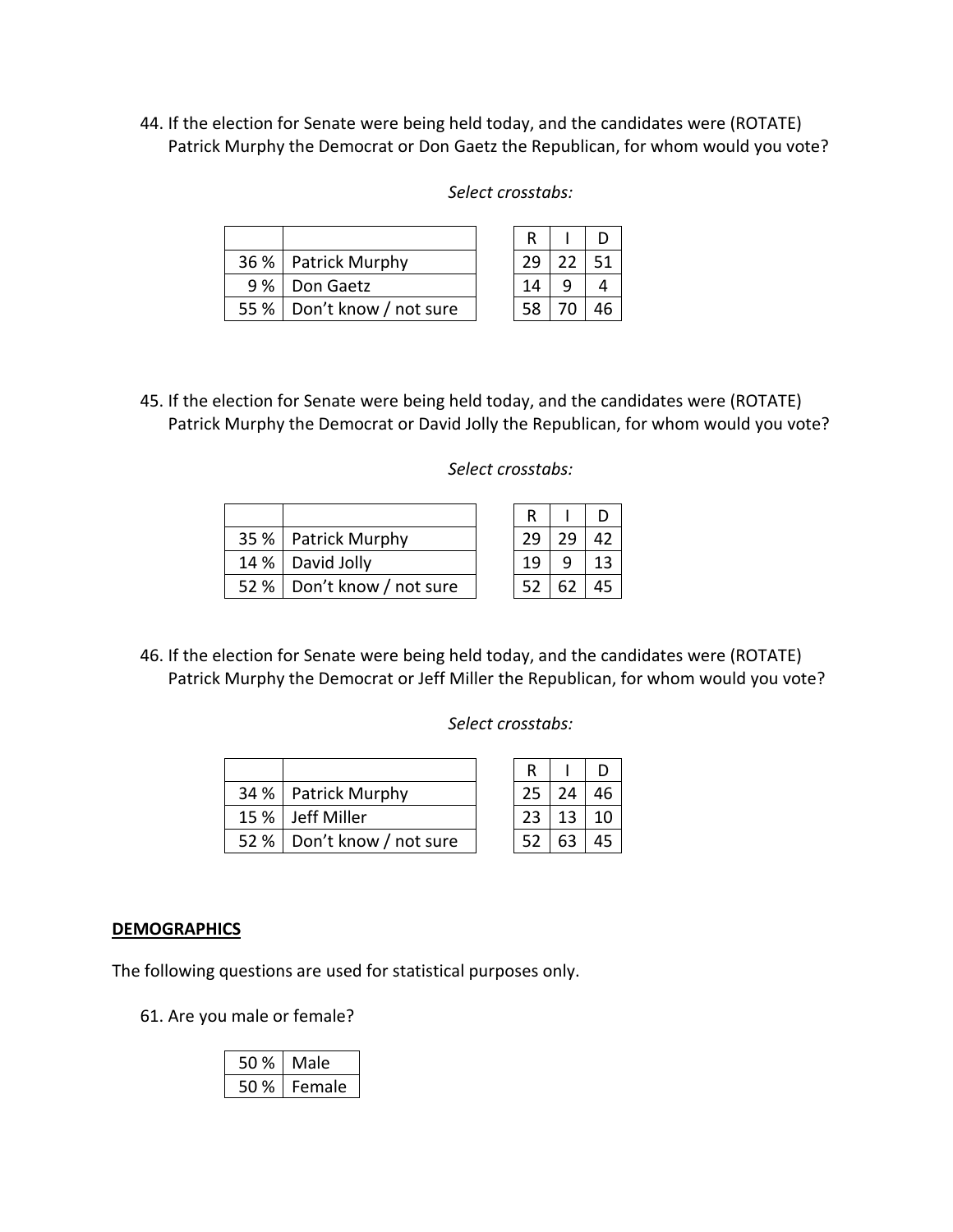44. If the election for Senate were being held today, and the candidates were (ROTATE) Patrick Murphy the Democrat or Don Gaetz the Republican, for whom would you vote?

*Select crosstabs:*

| | |
|---|---|
| 36 % | Patrick Murphy |
| 9 % | Don Gaetz |
| 55 % | Don't know / not sure |

| R | I | D |
|---|---|---|
| 29 | 22 | 51 |
| 14 | 9 | 4 |
| 58 | 70 | 46 |

45. If the election for Senate were being held today, and the candidates were (ROTATE) Patrick Murphy the Democrat or David Jolly the Republican, for whom would you vote?

*Select crosstabs:*

| | |
|---|---|
| 35 % | Patrick Murphy |
| 14 % | David Jolly |
| 52 % | Don't know / not sure |

| R | I | D |
|---|---|---|
| 29 | 29 | 42 |
| 19 | 9 | 13 |
| 52 | 62 | 45 |

46. If the election for Senate were being held today, and the candidates were (ROTATE) Patrick Murphy the Democrat or Jeff Miller the Republican, for whom would you vote?

*Select crosstabs:*

| | |
|---|---|
| 34 % | Patrick Murphy |
| 15 % | Jeff Miller |
| 52 % | Don't know / not sure |

| R | I | D |
|---|---|---|
| 25 | 24 | 46 |
| 23 | 13 | 10 |
| 52 | 63 | 45 |

**DEMOGRAPHICS**

The following questions are used for statistical purposes only.

61. Are you male or female?

| | |
|---|---|
| 50 % | Male |
| 50 % | Female |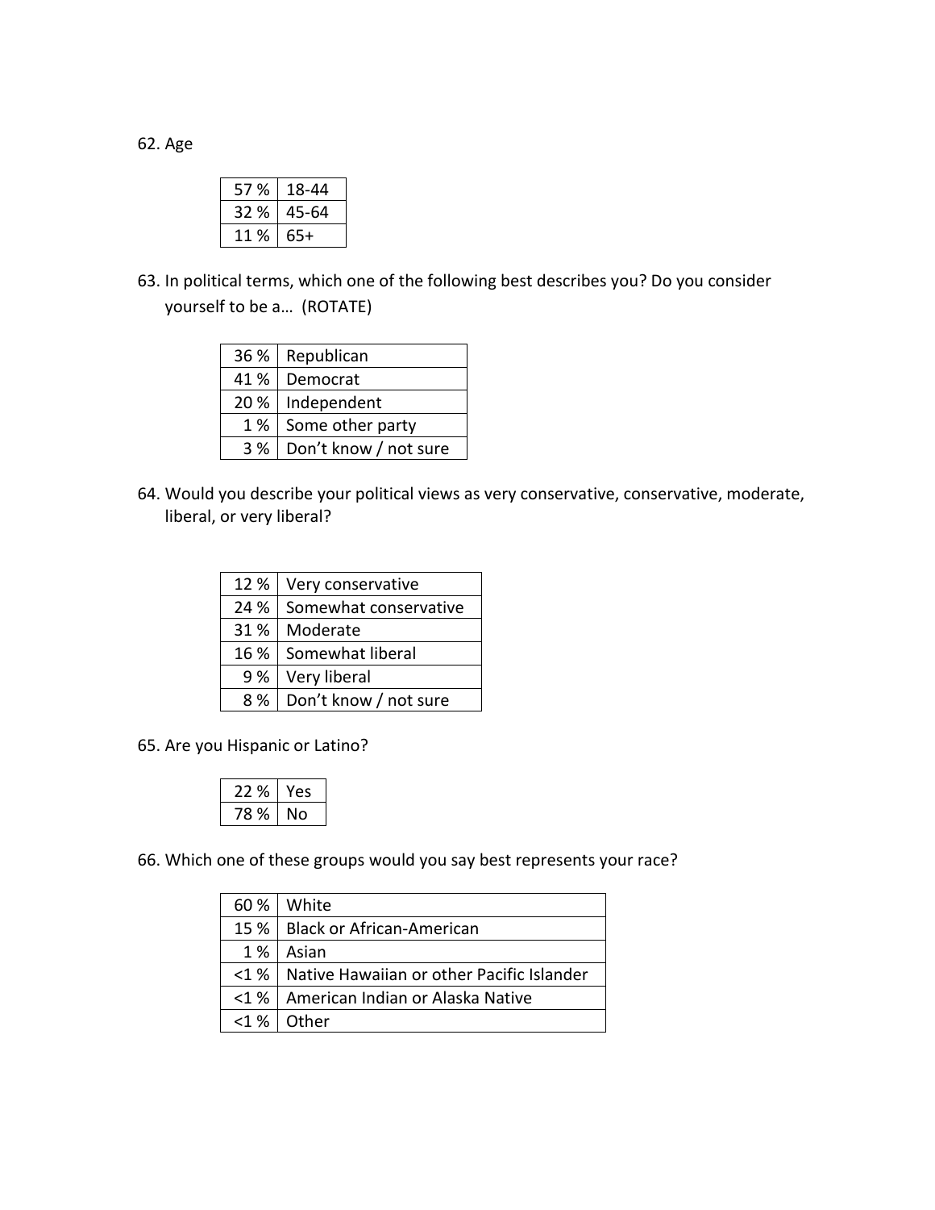62. Age

| | |
|---|---|
| 57 % | 18-44 |
| 32 % | 45-64 |
| 11 % | 65+ |

63. In political terms, which one of the following best describes you? Do you consider yourself to be a… (ROTATE)

| | |
|---|---|
| 36 % | Republican |
| 41 % | Democrat |
| 20 % | Independent |
| 1 % | Some other party |
| 3 % | Don't know / not sure |

64. Would you describe your political views as very conservative, conservative, moderate, liberal, or very liberal?

| | |
|---|---|
| 12 % | Very conservative |
| 24 % | Somewhat conservative |
| 31 % | Moderate |
| 16 % | Somewhat liberal |
| 9 % | Very liberal |
| 8 % | Don't know / not sure |

65. Are you Hispanic or Latino?

| | |
|---|---|
| 22 % | Yes |
| 78 % | No |

66. Which one of these groups would you say best represents your race?

| | |
|---|---|
| 60 % | White |
| 15 % | Black or African-American |
| 1 % | Asian |
| <1 % | Native Hawaiian or other Pacific Islander |
| <1 % | American Indian or Alaska Native |
| <1 % | Other |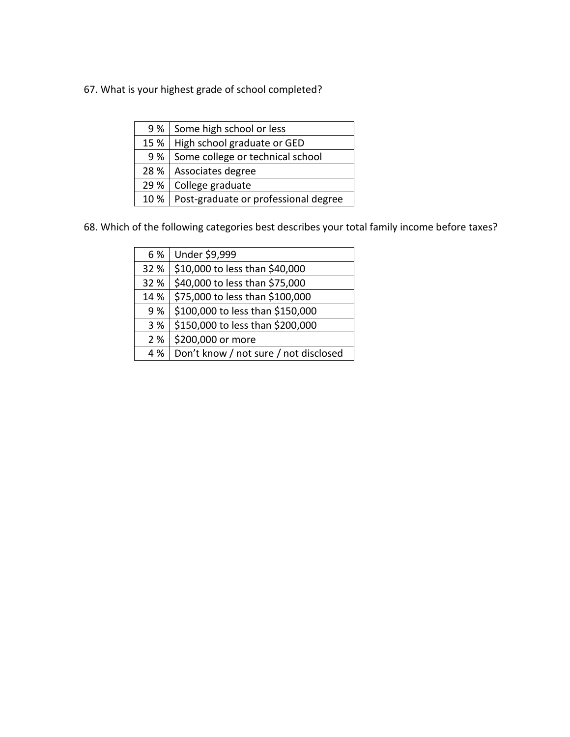67. What is your highest grade of school completed?

| | |
|---|---|
| 9 % | Some high school or less |
| 15 % | High school graduate or GED |
| 9 % | Some college or technical school |
| 28 % | Associates degree |
| 29 % | College graduate |
| 10 % | Post-graduate or professional degree |

68. Which of the following categories best describes your total family income before taxes?

| | |
|---|---|
| 6 % | Under $9,999 |
| 32 % | $10,000 to less than $40,000 |
| 32 % | $40,000 to less than $75,000 |
| 14 % | $75,000 to less than $100,000 |
| 9 % | $100,000 to less than $150,000 |
| 3 % | $150,000 to less than $200,000 |
| 2 % | $200,000 or more |
| 4 % | Don't know / not sure / not disclosed |